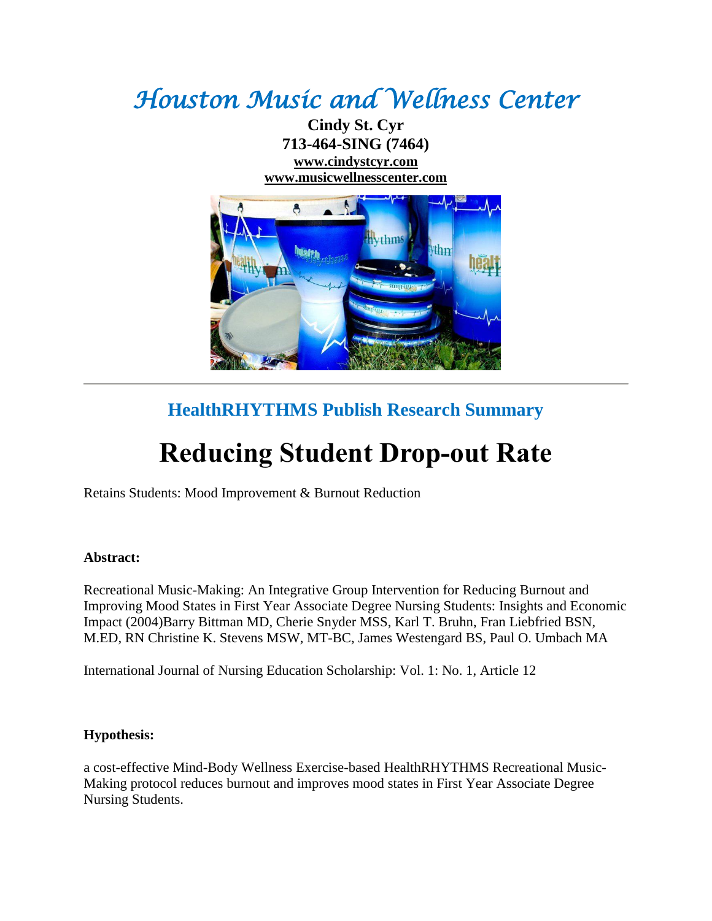# Houston Music and Wellness Center

**Cindy St. Cyr**
**713-464-SING (7464)**
**www.cindystcyr.com**
**www.musicwellnesscenter.com**

---

## HealthRHYTHMS Publish Research Summary

# Reducing Student Drop-out Rate

Retains Students: Mood Improvement & Burnout Reduction

**Abstract:**

Recreational Music-Making: An Integrative Group Intervention for Reducing Burnout and Improving Mood States in First Year Associate Degree Nursing Students: Insights and Economic Impact (2004)Barry Bittman MD, Cherie Snyder MSS, Karl T. Bruhn, Fran Liebfried BSN, M.ED, RN Christine K. Stevens MSW, MT-BC, James Westengard BS, Paul O. Umbach MA

International Journal of Nursing Education Scholarship: Vol. 1: No. 1, Article 12

**Hypothesis:**

a cost-effective Mind-Body Wellness Exercise-based HealthRHYTHMS Recreational Music-Making protocol reduces burnout and improves mood states in First Year Associate Degree Nursing Students.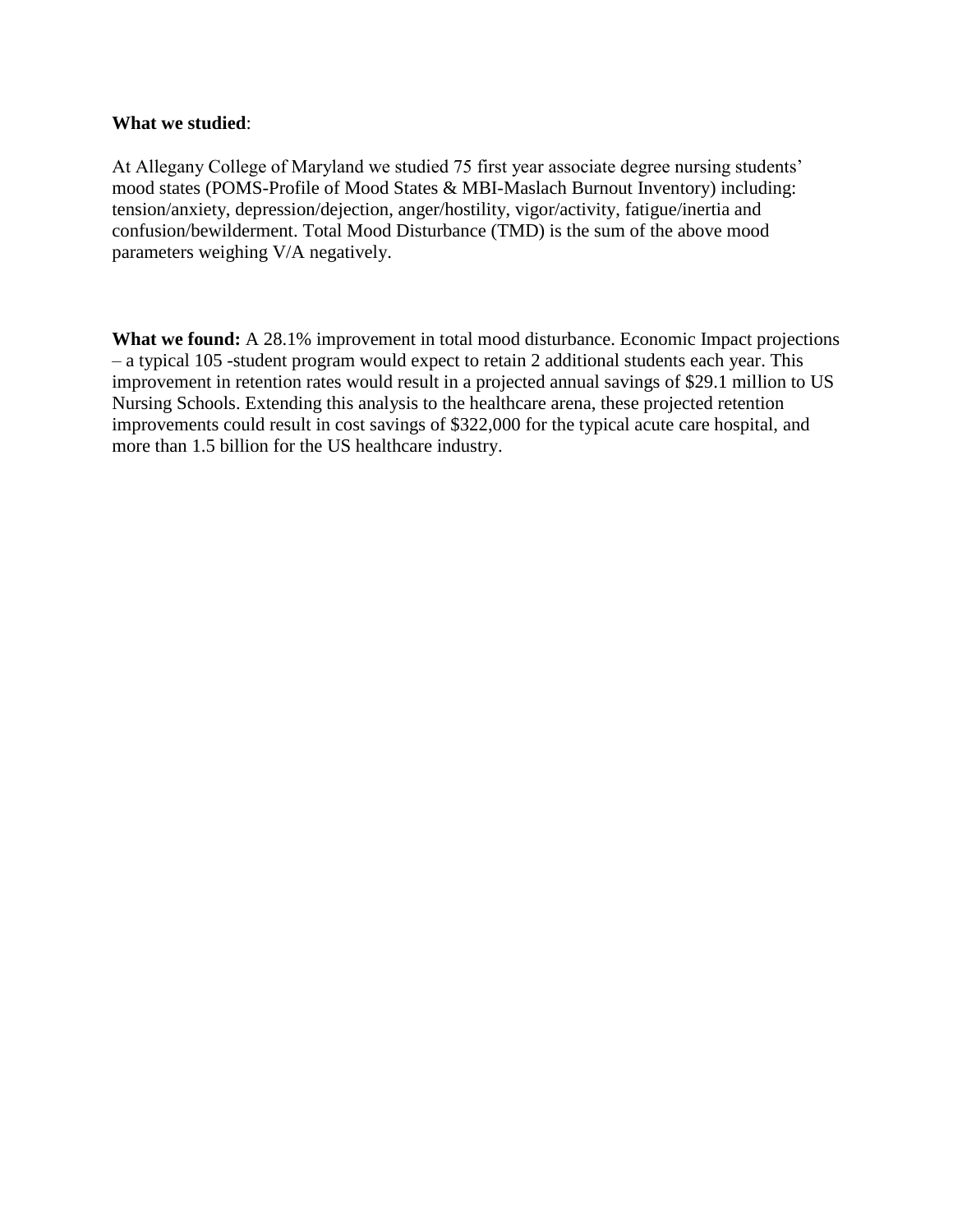**What we studied**:

At Allegany College of Maryland we studied 75 first year associate degree nursing students' mood states (POMS-Profile of Mood States & MBI-Maslach Burnout Inventory) including: tension/anxiety, depression/dejection, anger/hostility, vigor/activity, fatigue/inertia and confusion/bewilderment. Total Mood Disturbance (TMD) is the sum of the above mood parameters weighing V/A negatively.

**What we found:** A 28.1% improvement in total mood disturbance. Economic Impact projections – a typical 105 -student program would expect to retain 2 additional students each year. This improvement in retention rates would result in a projected annual savings of $29.1 million to US Nursing Schools. Extending this analysis to the healthcare arena, these projected retention improvements could result in cost savings of $322,000 for the typical acute care hospital, and more than 1.5 billion for the US healthcare industry.